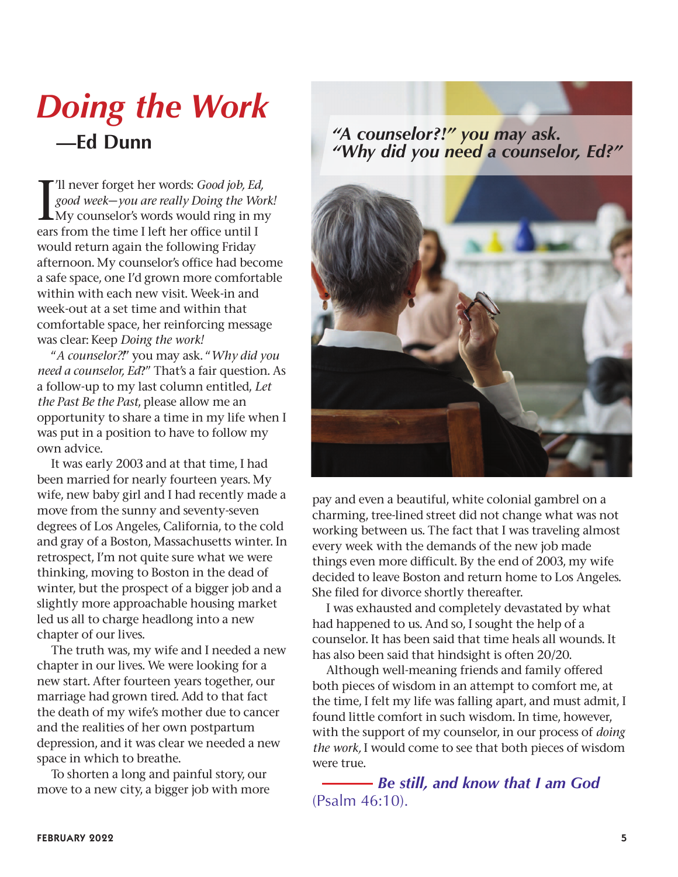# *Doing the Work*

## —Ed Dunn

I'll never forget her words: *Good job, Ed, good week—you are really Doing the Work!* My counselor's words would ring in my ears from the time I left her office until I would return again the following Friday afternoon. My counselor's office had become a safe space, one I'd grown more comfortable within with each new visit. Week-in and week-out at a set time and within that comfortable space, her reinforcing message was clear: Keep *Doing the work!*

"*A counselor?!*" you may ask. "*Why did you need a counselor, Ed?*" That's a fair question. As a follow-up to my last column entitled, *Let the Past Be the Past*, please allow me an opportunity to share a time in my life when I was put in a position to have to follow my own advice.

It was early 2003 and at that time, I had been married for nearly fourteen years. My wife, new baby girl and I had recently made a move from the sunny and seventy-seven degrees of Los Angeles, California, to the cold and gray of a Boston, Massachusetts winter. In retrospect, I'm not quite sure what we were thinking, moving to Boston in the dead of winter, but the prospect of a bigger job and a slightly more approachable housing market led us all to charge headlong into a new chapter of our lives.

The truth was, my wife and I needed a new chapter in our lives. We were looking for a new start. After fourteen years together, our marriage had grown tired. Add to that fact the death of my wife's mother due to cancer and the realities of her own postpartum depression, and it was clear we needed a new space in which to breathe.

To shorten a long and painful story, our move to a new city, a bigger job with more pay and even a beautiful, white colonial gambrel on a charming, tree-lined street did not change what was not working between us. The fact that I was traveling almost every week with the demands of the new job made things even more difficult. By the end of 2003, my wife decided to leave Boston and return home to Los Angeles. She filed for divorce shortly thereafter.

I was exhausted and completely devastated by what had happened to us. And so, I sought the help of a counselor. It has been said that time heals all wounds. It has also been said that hindsight is often 20/20.

Although well-meaning friends and family offered both pieces of wisdom in an attempt to comfort me, at the time, I felt my life was falling apart, and must admit, I found little comfort in such wisdom. In time, however, with the support of my counselor, in our process of *doing the work,* I would come to see that both pieces of wisdom were true.

***"A counselor?!" you may ask. "Why did you need a counselor, Ed?"***

——— ***Be still, and know that I am God*** (Psalm 46:10).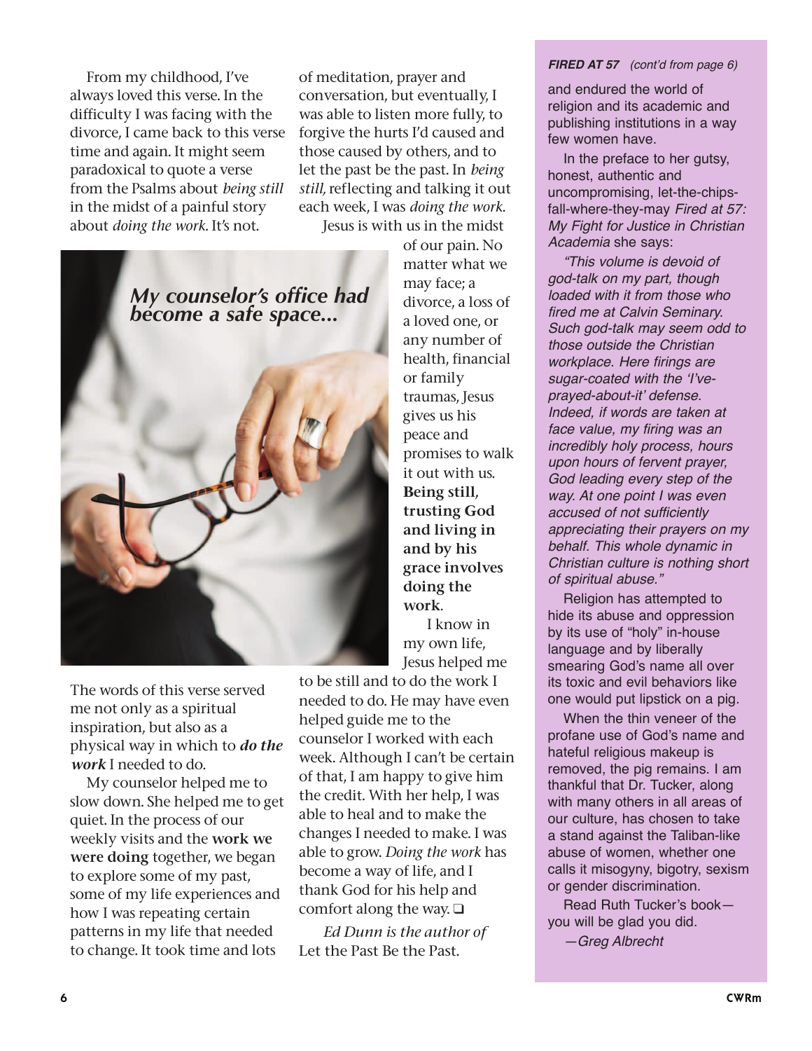From my childhood, I've always loved this verse. In the difficulty I was facing with the divorce, I came back to this verse time and again. It might seem paradoxical to quote a verse from the Psalms about *being still* in the midst of a painful story about *doing the work*. It's not.

*My counselor's office had become a safe space...*

The words of this verse served me not only as a spiritual inspiration, but also as a physical way in which to ***do the work*** I needed to do.

My counselor helped me to slow down. She helped me to get quiet. In the process of our weekly visits and the **work we were doing** together, we began to explore some of my past, some of my life experiences and how I was repeating certain patterns in my life that needed to change. It took time and lots of meditation, prayer and conversation, but eventually, I was able to listen more fully, to forgive the hurts I'd caused and those caused by others, and to let the past be the past. In *being still,* reflecting and talking it out each week, I was *doing the work.*

Jesus is with us in the midst of our pain. No matter what we may face; a divorce, a loss of a loved one, or any number of health, financial or family traumas, Jesus gives us his peace and promises to walk it out with us. **Being still, trusting God and living in and by his grace involves doing the work**.

I know in my own life, Jesus helped me to be still and to do the work I needed to do. He may have even helped guide me to the counselor I worked with each week. Although I can't be certain of that, I am happy to give him the credit. With her help, I was able to heal and to make the changes I needed to make. I was able to grow. *Doing the work* has become a way of life, and I thank God for his help and comfort along the way. ❑

*Ed Dunn is the author of* Let the Past Be the Past.

***FIRED AT 57*** *(cont'd from page 6)*

and endured the world of religion and its academic and publishing institutions in a way few women have.

In the preface to her gutsy, honest, authentic and uncompromising, let-the-chips-fall-where-they-may *Fired at 57: My Fight for Justice in Christian Academia* she says:

*"This volume is devoid of god-talk on my part, though loaded with it from those who fired me at Calvin Seminary. Such god-talk may seem odd to those outside the Christian workplace. Here firings are sugar-coated with the 'I've-prayed-about-it' defense. Indeed, if words are taken at face value, my firing was an incredibly holy process, hours upon hours of fervent prayer, God leading every step of the way. At one point I was even accused of not sufficiently appreciating their prayers on my behalf. This whole dynamic in Christian culture is nothing short of spiritual abuse."*

Religion has attempted to hide its abuse and oppression by its use of "holy" in-house language and by liberally smearing God's name all over its toxic and evil behaviors like one would put lipstick on a pig.

When the thin veneer of the profane use of God's name and hateful religious makeup is removed, the pig remains. I am thankful that Dr. Tucker, along with many others in all areas of our culture, has chosen to take a stand against the Taliban-like abuse of women, whether one calls it misogyny, bigotry, sexism or gender discrimination.

Read Ruth Tucker's book—you will be glad you did.

*—Greg Albrecht*